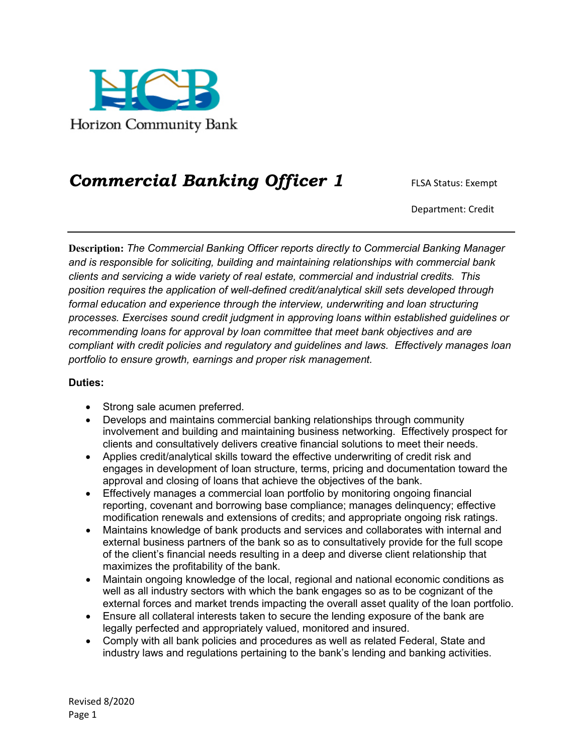Horizon Community Bank

# *Commercial Banking Officer 1*

FLSA Status: Exempt

Department: Credit

---

**Description:** *The Commercial Banking Officer reports directly to Commercial Banking Manager and is responsible for soliciting, building and maintaining relationships with commercial bank clients and servicing a wide variety of real estate, commercial and industrial credits. This position requires the application of well-defined credit/analytical skill sets developed through formal education and experience through the interview, underwriting and loan structuring processes. Exercises sound credit judgment in approving loans within established guidelines or recommending loans for approval by loan committee that meet bank objectives and are compliant with credit policies and regulatory and guidelines and laws. Effectively manages loan portfolio to ensure growth, earnings and proper risk management.*

**Duties:**

- Strong sale acumen preferred.
- Develops and maintains commercial banking relationships through community involvement and building and maintaining business networking. Effectively prospect for clients and consultatively delivers creative financial solutions to meet their needs.
- Applies credit/analytical skills toward the effective underwriting of credit risk and engages in development of loan structure, terms, pricing and documentation toward the approval and closing of loans that achieve the objectives of the bank.
- Effectively manages a commercial loan portfolio by monitoring ongoing financial reporting, covenant and borrowing base compliance; manages delinquency; effective modification renewals and extensions of credits; and appropriate ongoing risk ratings.
- Maintains knowledge of bank products and services and collaborates with internal and external business partners of the bank so as to consultatively provide for the full scope of the client's financial needs resulting in a deep and diverse client relationship that maximizes the profitability of the bank.
- Maintain ongoing knowledge of the local, regional and national economic conditions as well as all industry sectors with which the bank engages so as to be cognizant of the external forces and market trends impacting the overall asset quality of the loan portfolio.
- Ensure all collateral interests taken to secure the lending exposure of the bank are legally perfected and appropriately valued, monitored and insured.
- Comply with all bank policies and procedures as well as related Federal, State and industry laws and regulations pertaining to the bank's lending and banking activities.

Revised 8/2020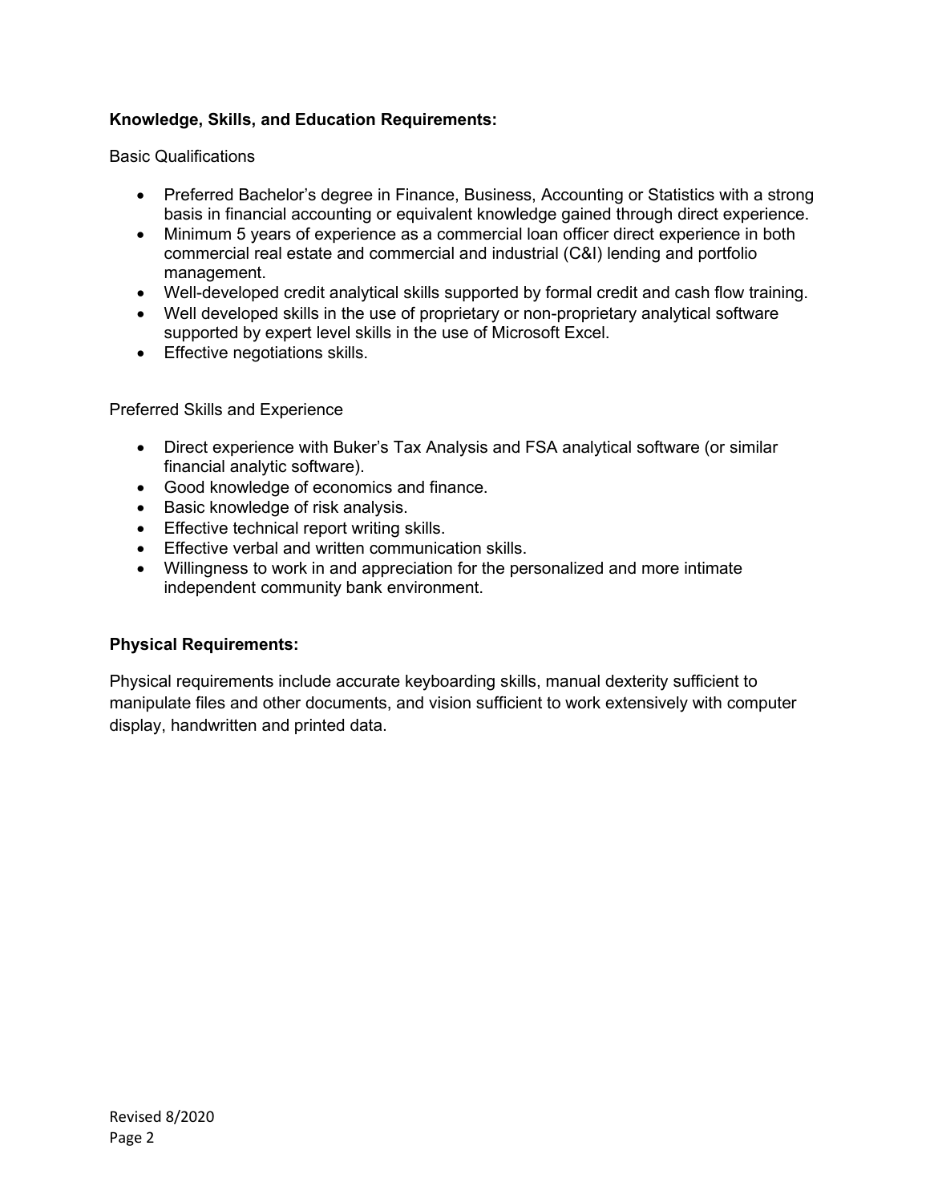**Knowledge, Skills, and Education Requirements:**

Basic Qualifications

- Preferred Bachelor's degree in Finance, Business, Accounting or Statistics with a strong basis in financial accounting or equivalent knowledge gained through direct experience.
- Minimum 5 years of experience as a commercial loan officer direct experience in both commercial real estate and commercial and industrial (C&I) lending and portfolio management.
- Well-developed credit analytical skills supported by formal credit and cash flow training.
- Well developed skills in the use of proprietary or non-proprietary analytical software supported by expert level skills in the use of Microsoft Excel.
- Effective negotiations skills.

Preferred Skills and Experience

- Direct experience with Buker's Tax Analysis and FSA analytical software (or similar financial analytic software).
- Good knowledge of economics and finance.
- Basic knowledge of risk analysis.
- Effective technical report writing skills.
- Effective verbal and written communication skills.
- Willingness to work in and appreciation for the personalized and more intimate independent community bank environment.

**Physical Requirements:**

Physical requirements include accurate keyboarding skills, manual dexterity sufficient to manipulate files and other documents, and vision sufficient to work extensively with computer display, handwritten and printed data.

Revised 8/2020